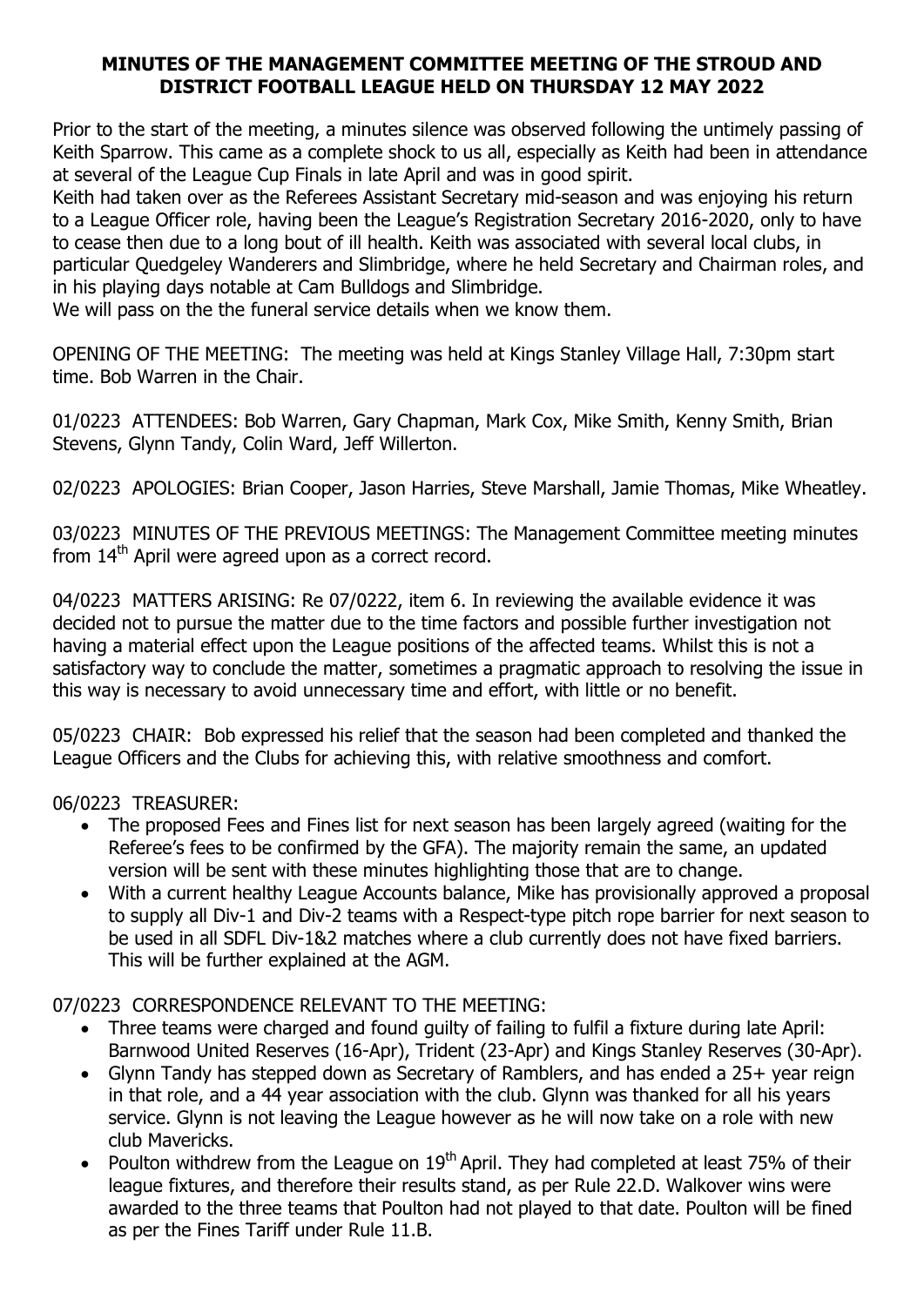# MINUTES OF THE MANAGEMENT COMMITTEE MEETING OF THE STROUD AND DISTRICT FOOTBALL LEAGUE HELD ON THURSDAY 12 MAY 2022

Prior to the start of the meeting, a minutes silence was observed following the untimely passing of Keith Sparrow. This came as a complete shock to us all, especially as Keith had been in attendance at several of the League Cup Finals in late April and was in good spirit.
Keith had taken over as the Referees Assistant Secretary mid-season and was enjoying his return to a League Officer role, having been the League's Registration Secretary 2016-2020, only to have to cease then due to a long bout of ill health. Keith was associated with several local clubs, in particular Quedgeley Wanderers and Slimbridge, where he held Secretary and Chairman roles, and in his playing days notable at Cam Bulldogs and Slimbridge.
We will pass on the the funeral service details when we know them.

OPENING OF THE MEETING: The meeting was held at Kings Stanley Village Hall, 7:30pm start time. Bob Warren in the Chair.

01/0223 ATTENDEES: Bob Warren, Gary Chapman, Mark Cox, Mike Smith, Kenny Smith, Brian Stevens, Glynn Tandy, Colin Ward, Jeff Willerton.

02/0223 APOLOGIES: Brian Cooper, Jason Harries, Steve Marshall, Jamie Thomas, Mike Wheatley.

03/0223 MINUTES OF THE PREVIOUS MEETINGS: The Management Committee meeting minutes from 14th April were agreed upon as a correct record.

04/0223 MATTERS ARISING: Re 07/0222, item 6. In reviewing the available evidence it was decided not to pursue the matter due to the time factors and possible further investigation not having a material effect upon the League positions of the affected teams. Whilst this is not a satisfactory way to conclude the matter, sometimes a pragmatic approach to resolving the issue in this way is necessary to avoid unnecessary time and effort, with little or no benefit.

05/0223 CHAIR: Bob expressed his relief that the season had been completed and thanked the League Officers and the Clubs for achieving this, with relative smoothness and comfort.

06/0223 TREASURER:

- The proposed Fees and Fines list for next season has been largely agreed (waiting for the Referee's fees to be confirmed by the GFA). The majority remain the same, an updated version will be sent with these minutes highlighting those that are to change.
- With a current healthy League Accounts balance, Mike has provisionally approved a proposal to supply all Div-1 and Div-2 teams with a Respect-type pitch rope barrier for next season to be used in all SDFL Div-1&2 matches where a club currently does not have fixed barriers. This will be further explained at the AGM.

07/0223 CORRESPONDENCE RELEVANT TO THE MEETING:

- Three teams were charged and found guilty of failing to fulfil a fixture during late April: Barnwood United Reserves (16-Apr), Trident (23-Apr) and Kings Stanley Reserves (30-Apr).
- Glynn Tandy has stepped down as Secretary of Ramblers, and has ended a 25+ year reign in that role, and a 44 year association with the club. Glynn was thanked for all his years service. Glynn is not leaving the League however as he will now take on a role with new club Mavericks.
- Poulton withdrew from the League on 19th April. They had completed at least 75% of their league fixtures, and therefore their results stand, as per Rule 22.D. Walkover wins were awarded to the three teams that Poulton had not played to that date. Poulton will be fined as per the Fines Tariff under Rule 11.B.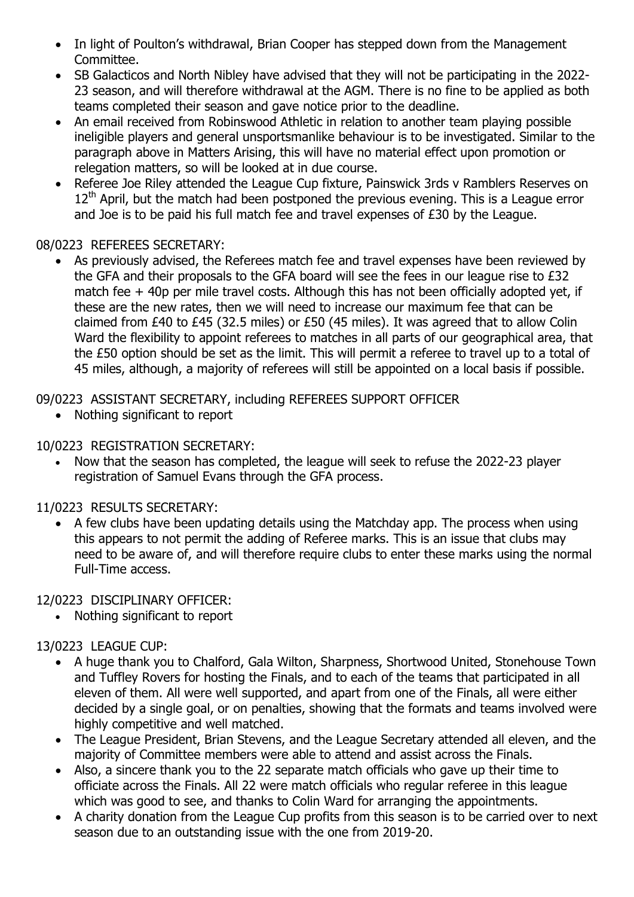- In light of Poulton's withdrawal, Brian Cooper has stepped down from the Management Committee.
- SB Galacticos and North Nibley have advised that they will not be participating in the 2022-23 season, and will therefore withdrawal at the AGM. There is no fine to be applied as both teams completed their season and gave notice prior to the deadline.
- An email received from Robinswood Athletic in relation to another team playing possible ineligible players and general unsportsmanlike behaviour is to be investigated. Similar to the paragraph above in Matters Arising, this will have no material effect upon promotion or relegation matters, so will be looked at in due course.
- Referee Joe Riley attended the League Cup fixture, Painswick 3rds v Ramblers Reserves on 12th April, but the match had been postponed the previous evening. This is a League error and Joe is to be paid his full match fee and travel expenses of £30 by the League.

08/0223 REFEREES SECRETARY:

- As previously advised, the Referees match fee and travel expenses have been reviewed by the GFA and their proposals to the GFA board will see the fees in our league rise to £32 match fee + 40p per mile travel costs. Although this has not been officially adopted yet, if these are the new rates, then we will need to increase our maximum fee that can be claimed from £40 to £45 (32.5 miles) or £50 (45 miles). It was agreed that to allow Colin Ward the flexibility to appoint referees to matches in all parts of our geographical area, that the £50 option should be set as the limit. This will permit a referee to travel up to a total of 45 miles, although, a majority of referees will still be appointed on a local basis if possible.

09/0223 ASSISTANT SECRETARY, including REFEREES SUPPORT OFFICER

- Nothing significant to report

10/0223 REGISTRATION SECRETARY:

- Now that the season has completed, the league will seek to refuse the 2022-23 player registration of Samuel Evans through the GFA process.

11/0223 RESULTS SECRETARY:

- A few clubs have been updating details using the Matchday app. The process when using this appears to not permit the adding of Referee marks. This is an issue that clubs may need to be aware of, and will therefore require clubs to enter these marks using the normal Full-Time access.

12/0223 DISCIPLINARY OFFICER:

- Nothing significant to report

13/0223 LEAGUE CUP:

- A huge thank you to Chalford, Gala Wilton, Sharpness, Shortwood United, Stonehouse Town and Tuffley Rovers for hosting the Finals, and to each of the teams that participated in all eleven of them. All were well supported, and apart from one of the Finals, all were either decided by a single goal, or on penalties, showing that the formats and teams involved were highly competitive and well matched.
- The League President, Brian Stevens, and the League Secretary attended all eleven, and the majority of Committee members were able to attend and assist across the Finals.
- Also, a sincere thank you to the 22 separate match officials who gave up their time to officiate across the Finals. All 22 were match officials who regular referee in this league which was good to see, and thanks to Colin Ward for arranging the appointments.
- A charity donation from the League Cup profits from this season is to be carried over to next season due to an outstanding issue with the one from 2019-20.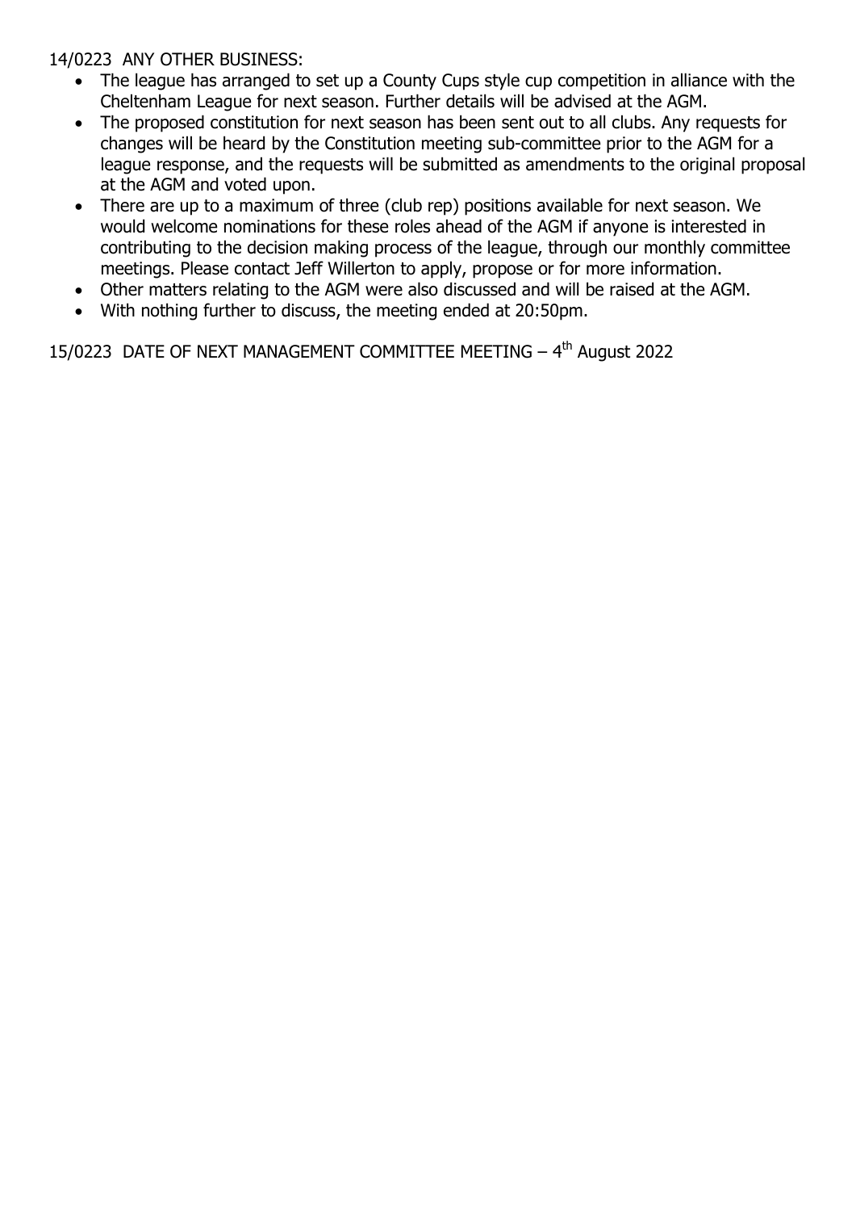14/0223 ANY OTHER BUSINESS:

- The league has arranged to set up a County Cups style cup competition in alliance with the Cheltenham League for next season. Further details will be advised at the AGM.
- The proposed constitution for next season has been sent out to all clubs. Any requests for changes will be heard by the Constitution meeting sub-committee prior to the AGM for a league response, and the requests will be submitted as amendments to the original proposal at the AGM and voted upon.
- There are up to a maximum of three (club rep) positions available for next season. We would welcome nominations for these roles ahead of the AGM if anyone is interested in contributing to the decision making process of the league, through our monthly committee meetings. Please contact Jeff Willerton to apply, propose or for more information.
- Other matters relating to the AGM were also discussed and will be raised at the AGM.
- With nothing further to discuss, the meeting ended at 20:50pm.

15/0223 DATE OF NEXT MANAGEMENT COMMITTEE MEETING – 4th August 2022